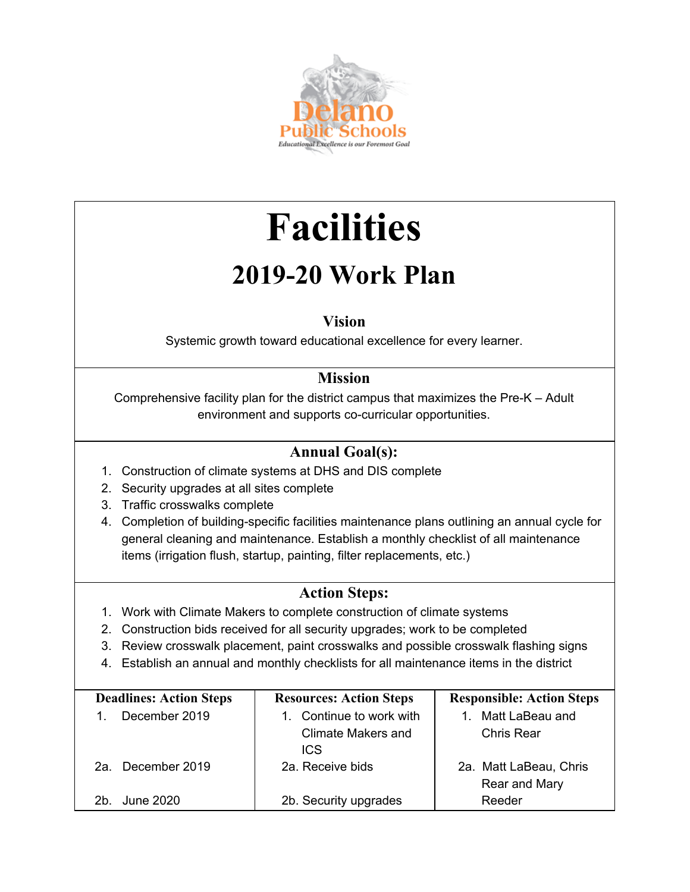Delano Public Schools

*Educational Excellence is our Foremost Goal*

# Facilities

## 2019-20 Work Plan

### Vision

Systemic growth toward educational excellence for every learner.

### Mission

Comprehensive facility plan for the district campus that maximizes the Pre-K – Adult environment and supports co-curricular opportunities.

### Annual Goal(s):

1. Construction of climate systems at DHS and DIS complete
2. Security upgrades at all sites complete
3. Traffic crosswalks complete
4. Completion of building-specific facilities maintenance plans outlining an annual cycle for general cleaning and maintenance. Establish a monthly checklist of all maintenance items (irrigation flush, startup, painting, filter replacements, etc.)

### Action Steps:

1. Work with Climate Makers to complete construction of climate systems
2. Construction bids received for all security upgrades; work to be completed
3. Review crosswalk placement, paint crosswalks and possible crosswalk flashing signs
4. Establish an annual and monthly checklists for all maintenance items in the district

| Deadlines: Action Steps | Resources: Action Steps | Responsible: Action Steps |
|---|---|---|
| 1. December 2019 | 1. Continue to work with Climate Makers and ICS | 1. Matt LaBeau and Chris Rear |
| 2a. December 2019 | 2a. Receive bids | 2a. Matt LaBeau, Chris Rear and Mary Reeder |
| 2b. June 2020 | 2b. Security upgrades | |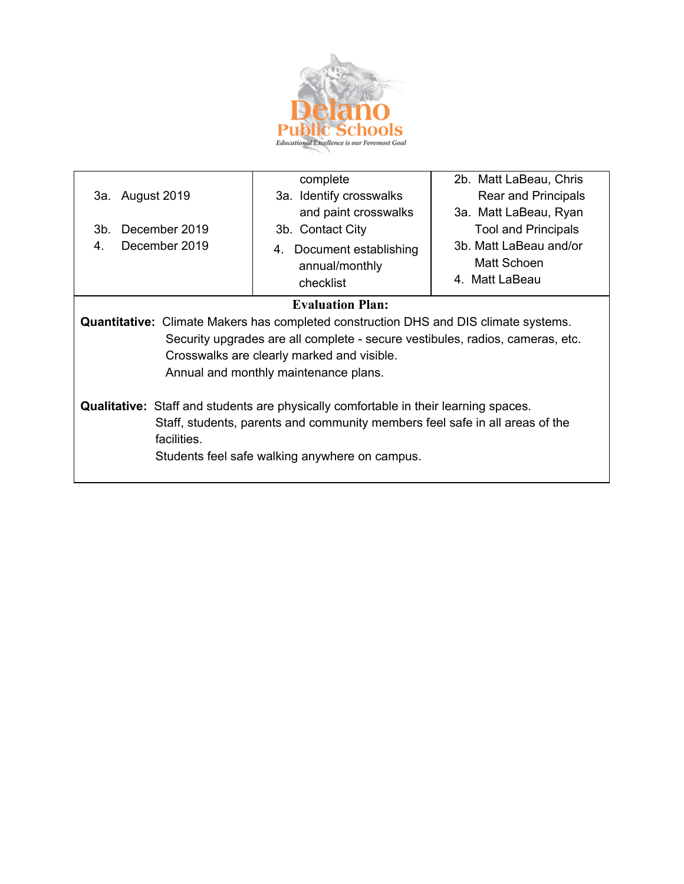| | | |
|---|---|---|
| 3a. August 2019<br><br>3b. December 2019<br>4. December 2019 | complete<br>3a. Identify crosswalks and paint crosswalks<br>3b. Contact City<br>4. Document establishing annual/monthly checklist | 2b. Matt LaBeau, Chris Rear and Principals<br>3a. Matt LaBeau, Ryan Tool and Principals<br>3b. Matt LaBeau and/or Matt Schoen<br>4. Matt LaBeau |

**Evaluation Plan:**

**Quantitative:** Climate Makers has completed construction DHS and DIS climate systems.
Security upgrades are all complete - secure vestibules, radios, cameras, etc.
Crosswalks are clearly marked and visible.
Annual and monthly maintenance plans.

**Qualitative:** Staff and students are physically comfortable in their learning spaces.
Staff, students, parents and community members feel safe in all areas of the facilities.
Students feel safe walking anywhere on campus.